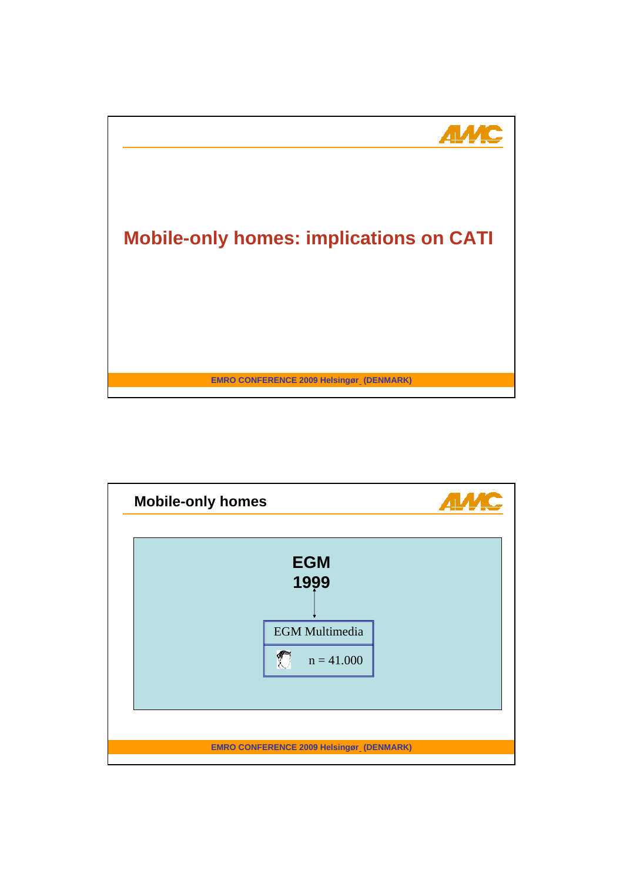# Mobile-only homes: implications on CATI

## Mobile-only homes

**EGM 1999**

EGM Multimedia

n = 41.000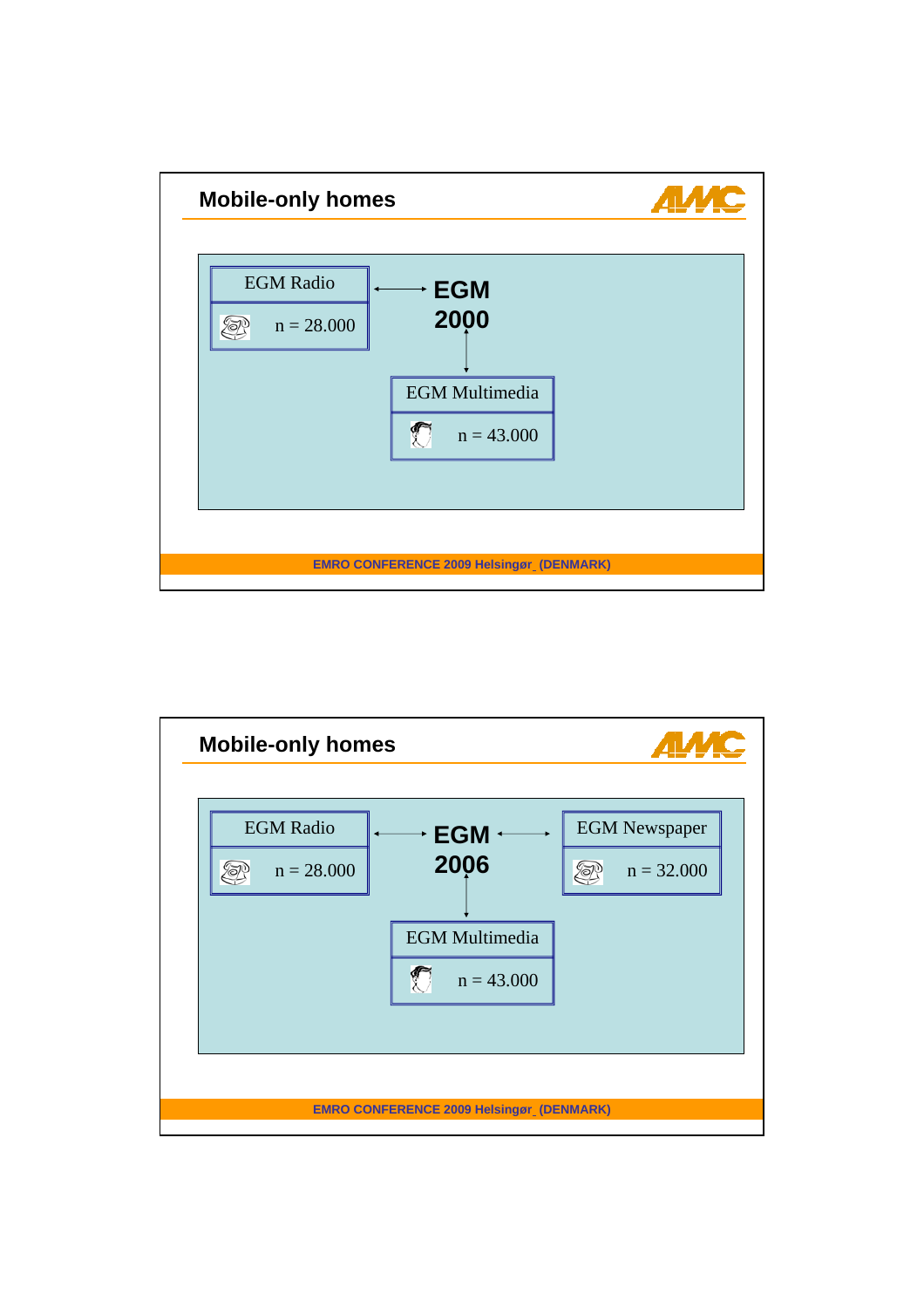## Mobile-only homes

EGM Radio

n = 28.000

EGM 2000

EGM Multimedia

n = 43.000

## Mobile-only homes

EGM Radio

n = 28.000

EGM 2006

EGM Newspaper

n = 32.000

EGM Multimedia

n = 43.000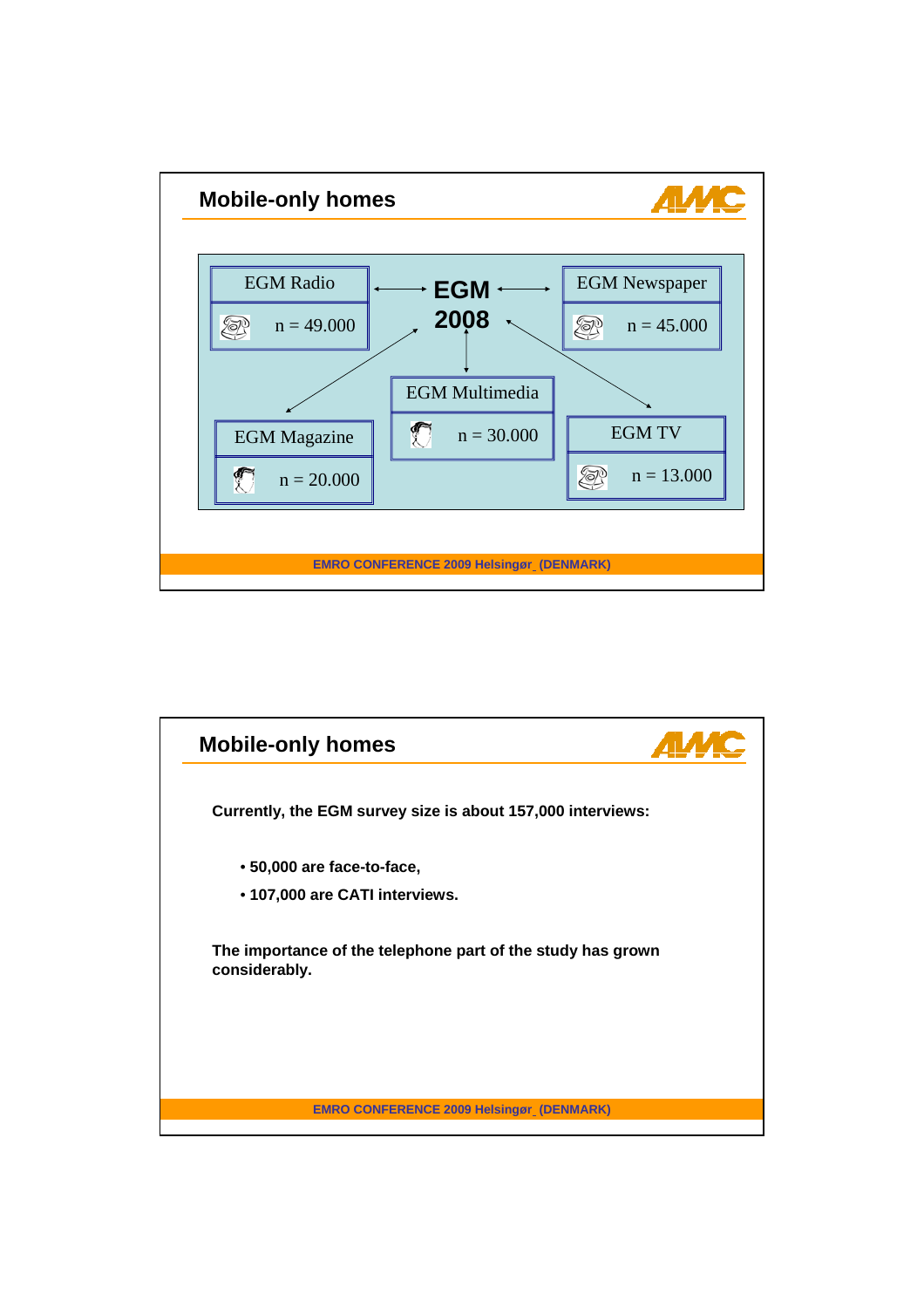## Mobile-only homes

EGM 2008

| Study | Sample |
| --- | --- |
| EGM Radio | n = 49.000 |
| EGM Newspaper | n = 45.000 |
| EGM Multimedia | n = 30.000 |
| EGM Magazine | n = 20.000 |
| EGM TV | n = 13.000 |

## Mobile-only homes

**Currently, the EGM survey size is about 157,000 interviews:**

- **50,000 are face-to-face,**
- **107,000 are CATI interviews.**

**The importance of the telephone part of the study has grown considerably.**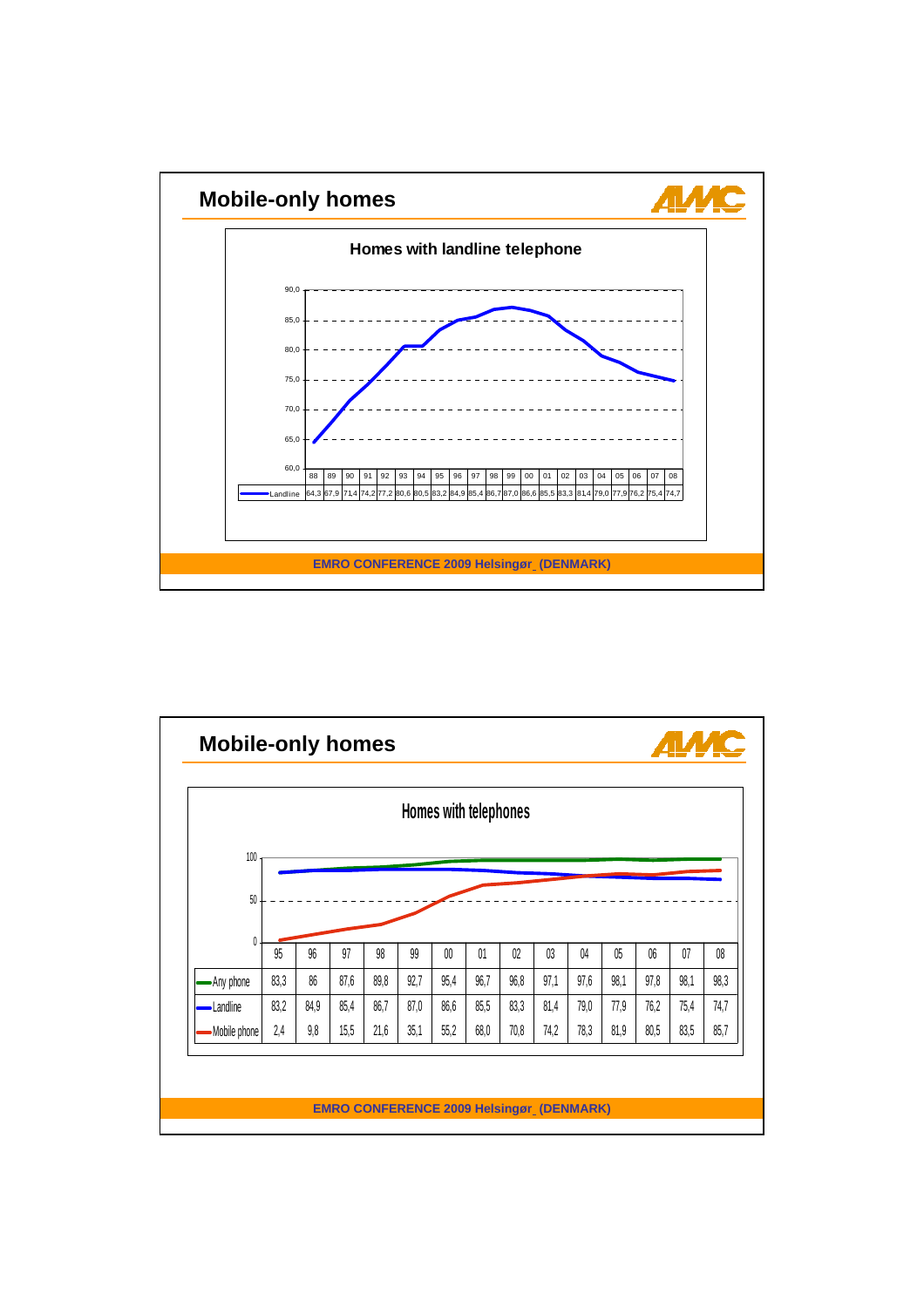## Mobile-only homes

### Homes with landline telephone

| | 88 | 89 | 90 | 91 | 92 | 93 | 94 | 95 | 96 | 97 | 98 | 99 | 00 | 01 | 02 | 03 | 04 | 05 | 06 | 07 | 08 |
|---|---|---|---|---|---|---|---|---|---|---|---|---|---|---|---|---|---|---|---|---|---|
| Landline | 64,3 | 67,9 | 71,4 | 74,2 | 77,2 | 80,6 | 80,5 | 83,2 | 84,9 | 85,4 | 86,7 | 87,0 | 86,6 | 85,5 | 83,3 | 81,4 | 79,0 | 77,9 | 76,2 | 75,4 | 74,7 |

EMRO CONFERENCE 2009 Helsingør_ (DENMARK)

## Mobile-only homes

### Homes with telephones

| | 95 | 96 | 97 | 98 | 99 | 00 | 01 | 02 | 03 | 04 | 05 | 06 | 07 | 08 |
|---|---|---|---|---|---|---|---|---|---|---|---|---|---|---|
| Any phone | 83,3 | 86 | 87,6 | 89,8 | 92,7 | 95,4 | 96,7 | 96,8 | 97,1 | 97,6 | 98,1 | 97,8 | 98,1 | 98,3 |
| Landline | 83,2 | 84,9 | 85,4 | 86,7 | 87,0 | 86,6 | 85,5 | 83,3 | 81,4 | 79,0 | 77,9 | 76,2 | 75,4 | 74,7 |
| Mobile phone | 2,4 | 9,8 | 15,5 | 21,6 | 35,1 | 55,2 | 68,0 | 70,8 | 74,2 | 78,3 | 81,9 | 80,5 | 83,5 | 85,7 |

EMRO CONFERENCE 2009 Helsingør_ (DENMARK)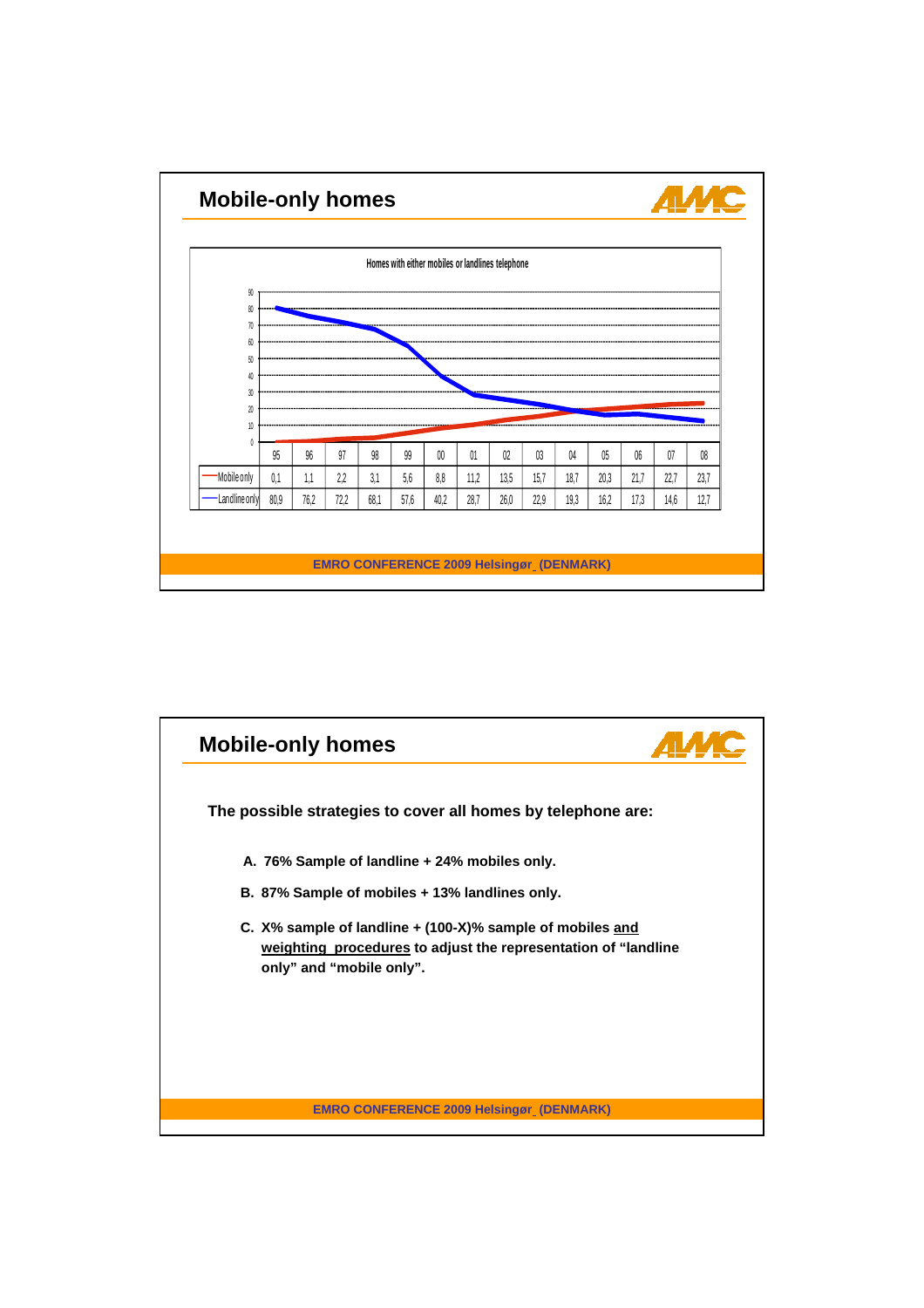## Mobile-only homes

Homes with either mobiles or landlines telephone

| | 95 | 96 | 97 | 98 | 99 | 00 | 01 | 02 | 03 | 04 | 05 | 06 | 07 | 08 |
|---|---|---|---|---|---|---|---|---|---|---|---|---|---|---|
| Mobile only | 0,1 | 1,1 | 2,2 | 3,1 | 5,6 | 8,8 | 11,2 | 13,5 | 15,7 | 18,7 | 20,3 | 21,7 | 22,7 | 23,7 |
| Landline only | 80,9 | 76,2 | 72,2 | 68,1 | 57,6 | 40,2 | 28,7 | 26,0 | 22,9 | 19,3 | 16,2 | 17,3 | 14,6 | 12,7 |

## Mobile-only homes

**The possible strategies to cover all homes by telephone are:**

- **A. 76% Sample of landline + 24% mobiles only.**
- **B. 87% Sample of mobiles + 13% landlines only.**
- **C. X% sample of landline + (100-X)% sample of mobiles <u>and weighting procedures</u> to adjust the representation of "landline only" and "mobile only".**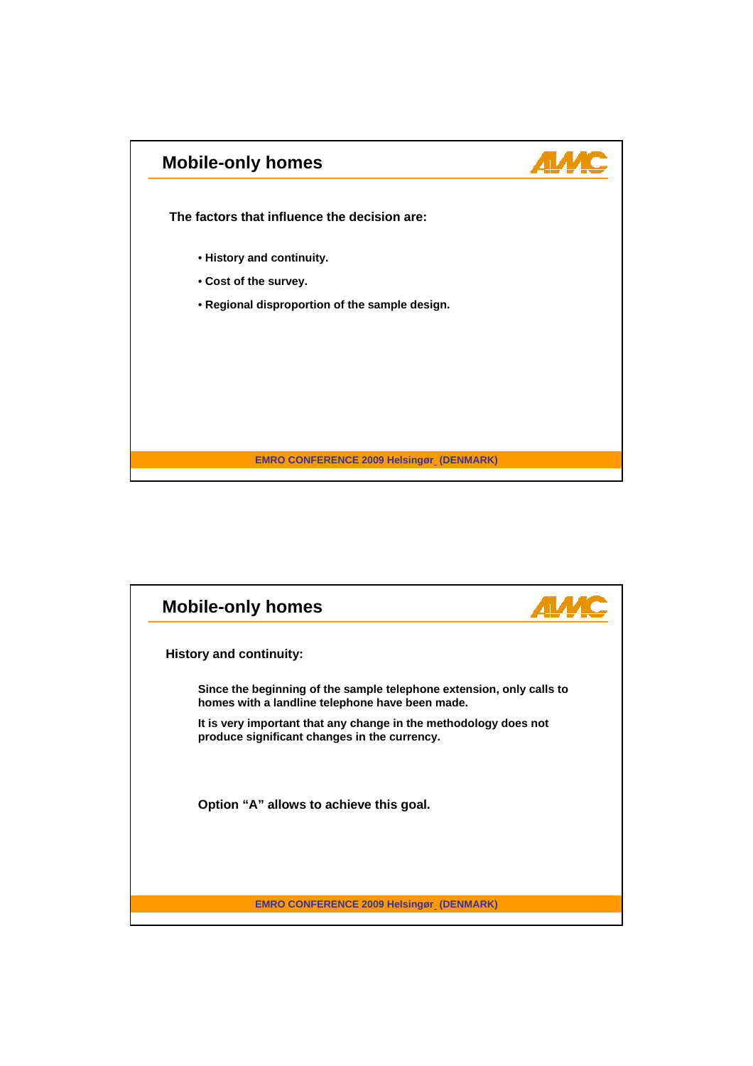## Mobile-only homes

**The factors that influence the decision are:**

- **History and continuity.**
- **Cost of the survey.**
- **Regional disproportion of the sample design.**

## Mobile-only homes

**History and continuity:**

**Since the beginning of the sample telephone extension, only calls to homes with a landline telephone have been made.**

**It is very important that any change in the methodology does not produce significant changes in the currency.**

**Option "A" allows to achieve this goal.**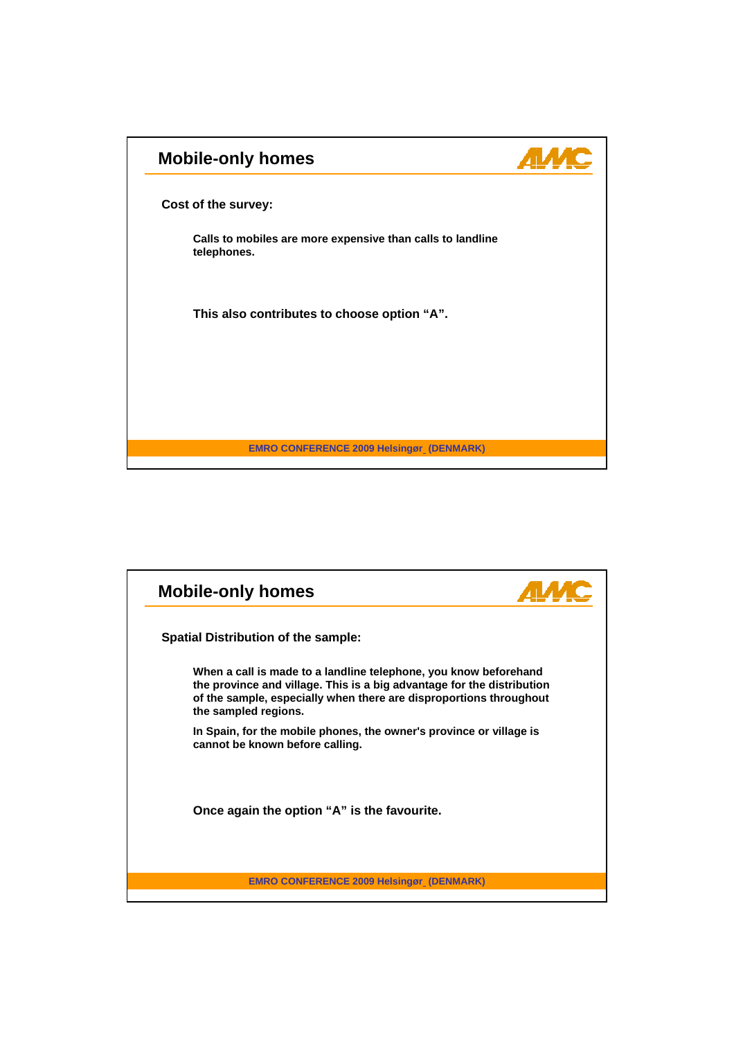## Mobile-only homes

**Cost of the survey:**

**Calls to mobiles are more expensive than calls to landline telephones.**

**This also contributes to choose option "A".**

## Mobile-only homes

**Spatial Distribution of the sample:**

**When a call is made to a landline telephone, you know beforehand the province and village. This is a big advantage for the distribution of the sample, especially when there are disproportions throughout the sampled regions.**

**In Spain, for the mobile phones, the owner's province or village is cannot be known before calling.**

**Once again the option "A" is the favourite.**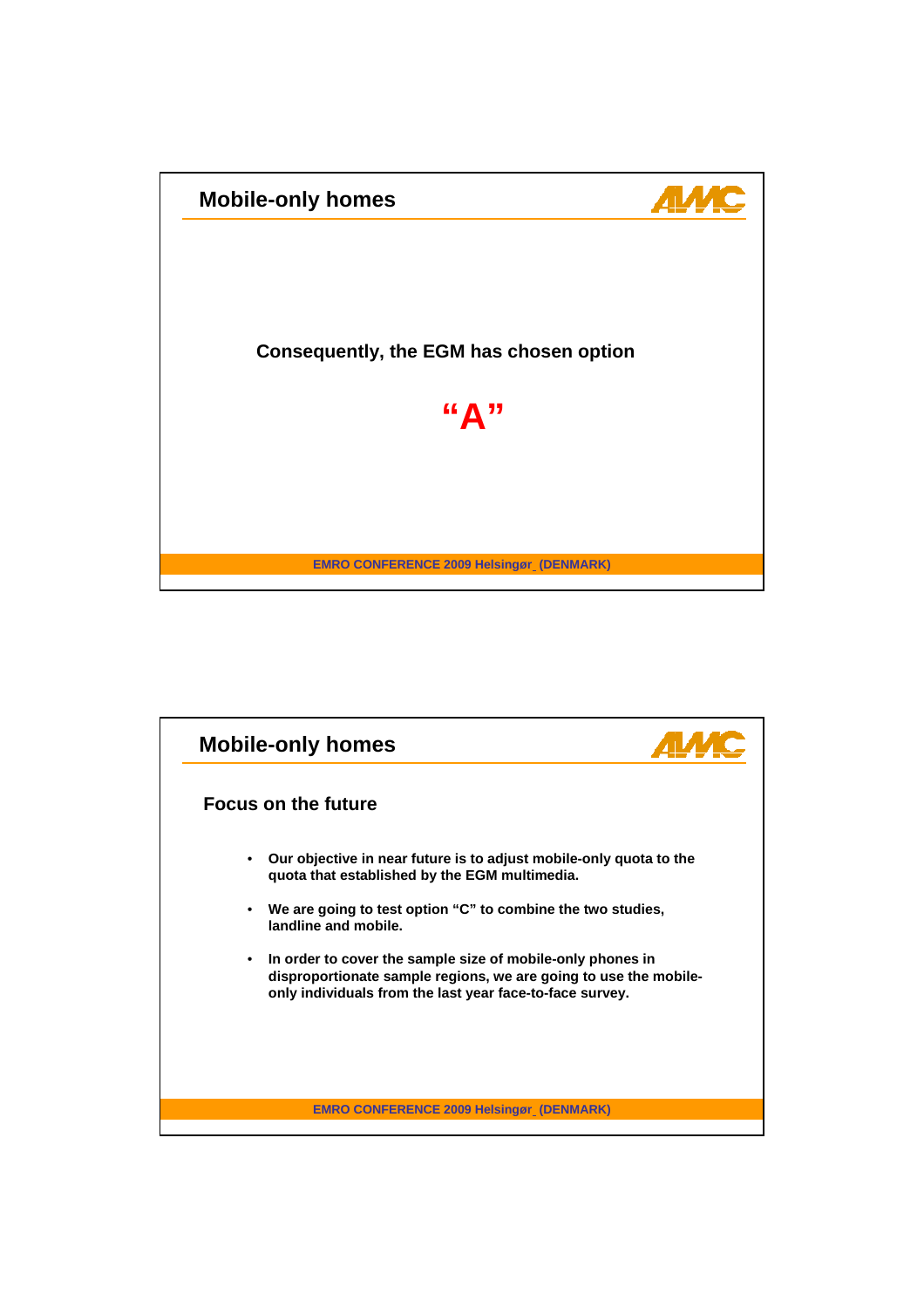## Mobile-only homes

**Consequently, the EGM has chosen option**

**"A"**

## Mobile-only homes

### Focus on the future

- **Our objective in near future is to adjust mobile-only quota to the quota that established by the EGM multimedia.**
- **We are going to test option "C" to combine the two studies, landline and mobile.**
- **In order to cover the sample size of mobile-only phones in disproportionate sample regions, we are going to use the mobile-only individuals from the last year face-to-face survey.**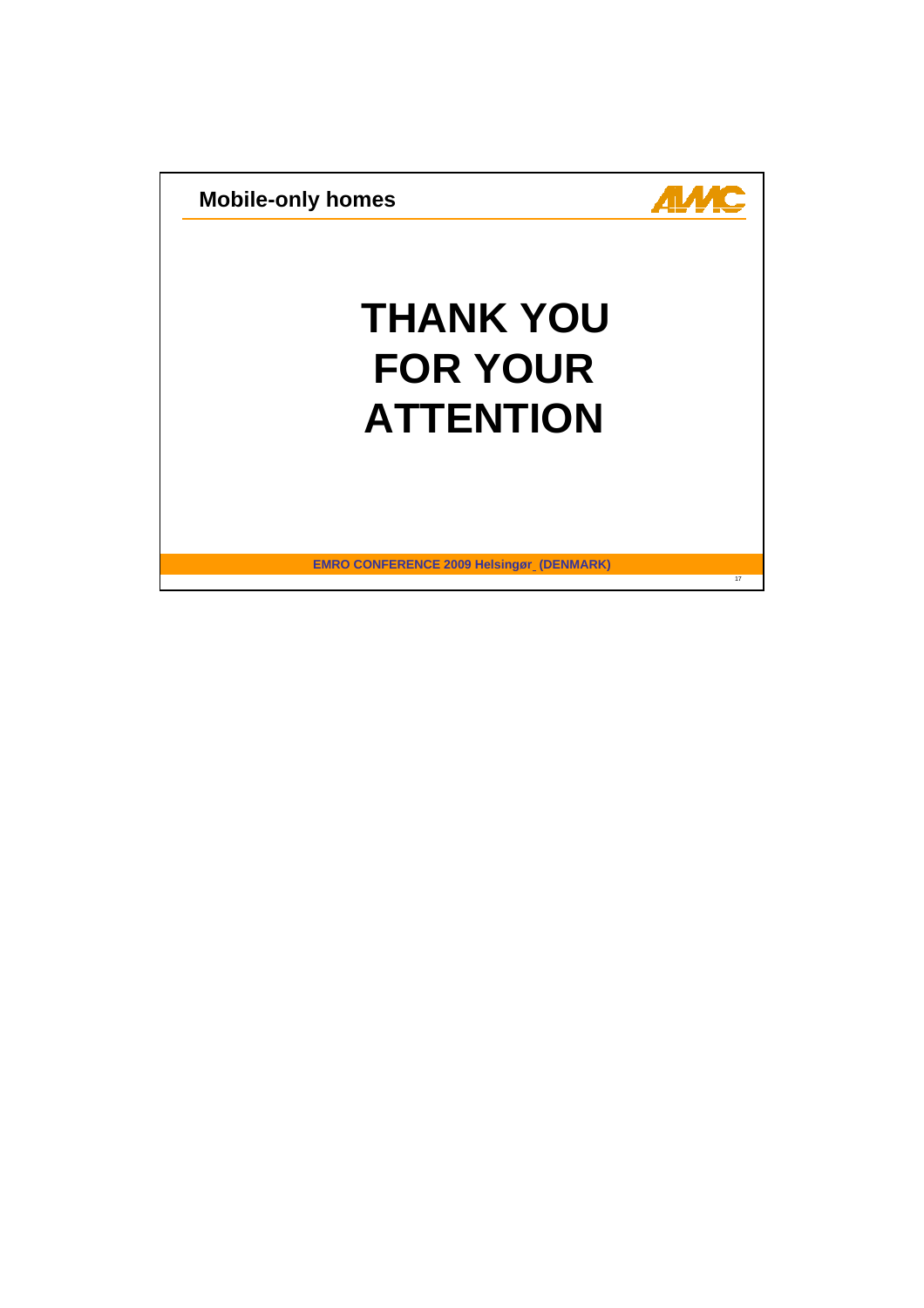## Mobile-only homes

# THANK YOU FOR YOUR ATTENTION

EMRO CONFERENCE 2009 Helsingør (DENMARK)